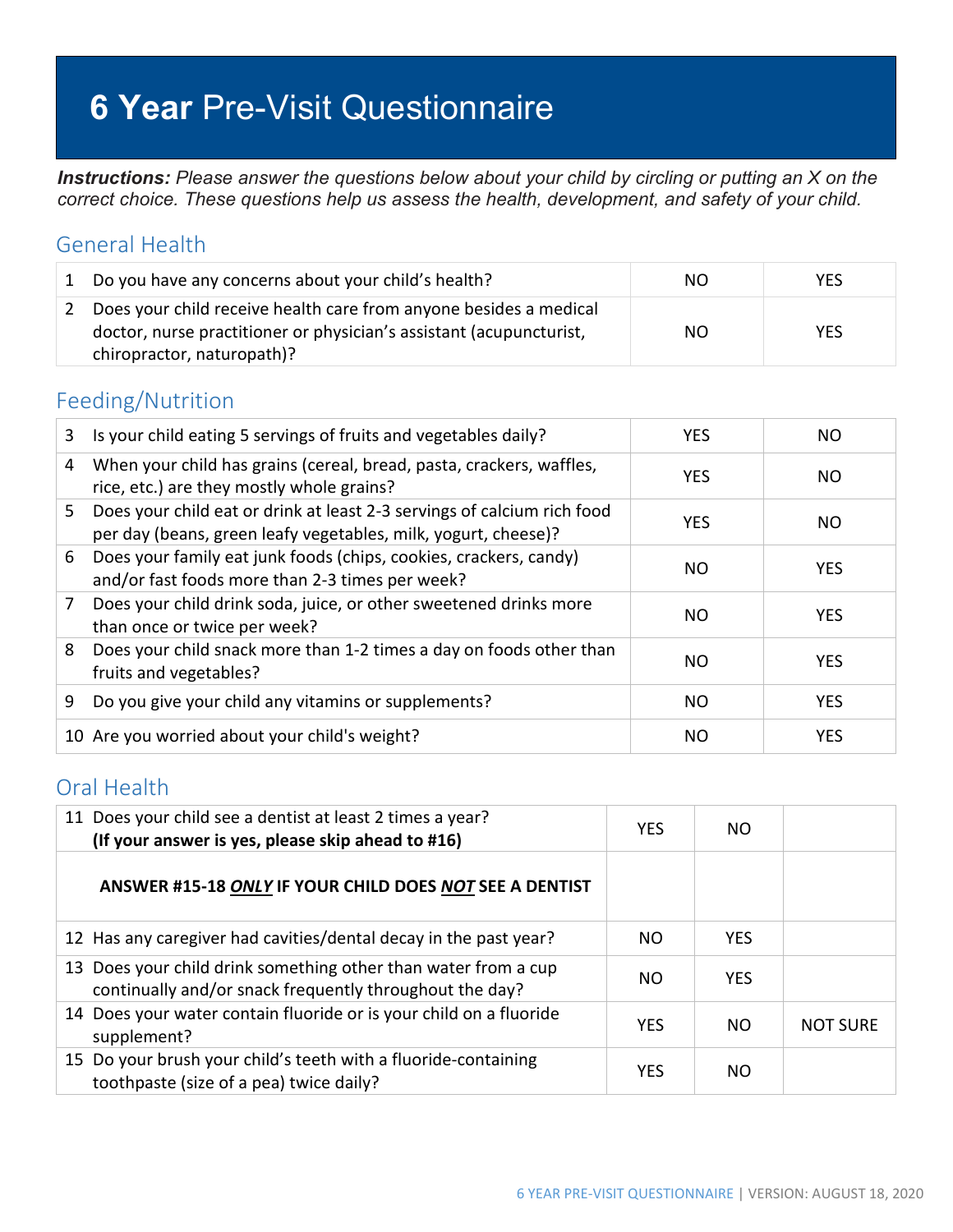# **6 Year** Pre-Visit Questionnaire

***Instructions:*** *Please answer the questions below about your child by circling or putting an X on the correct choice. These questions help us assess the health, development, and safety of your child.*

## General Health

| | | | |
|---|---|---|---|
| 1 | Do you have any concerns about your child's health? | NO | YES |
| 2 | Does your child receive health care from anyone besides a medical doctor, nurse practitioner or physician's assistant (acupuncturist, chiropractor, naturopath)? | NO | YES |

## Feeding/Nutrition

| | | | |
|---|---|---|---|
| 3 | Is your child eating 5 servings of fruits and vegetables daily? | YES | NO |
| 4 | When your child has grains (cereal, bread, pasta, crackers, waffles, rice, etc.) are they mostly whole grains? | YES | NO |
| 5 | Does your child eat or drink at least 2-3 servings of calcium rich food per day (beans, green leafy vegetables, milk, yogurt, cheese)? | YES | NO |
| 6 | Does your family eat junk foods (chips, cookies, crackers, candy) and/or fast foods more than 2-3 times per week? | NO | YES |
| 7 | Does your child drink soda, juice, or other sweetened drinks more than once or twice per week? | NO | YES |
| 8 | Does your child snack more than 1-2 times a day on foods other than fruits and vegetables? | NO | YES |
| 9 | Do you give your child any vitamins or supplements? | NO | YES |
| 10 | Are you worried about your child's weight? | NO | YES |

## Oral Health

| | | | | |
|---|---|---|---|---|
| 11 | Does your child see a dentist at least 2 times a year? **(If your answer is yes, please skip ahead to #16)** | YES | NO | |
| | **ANSWER #15-18 *ONLY* IF YOUR CHILD DOES *NOT* SEE A DENTIST** | | | |
| 12 | Has any caregiver had cavities/dental decay in the past year? | NO | YES | |
| 13 | Does your child drink something other than water from a cup continually and/or snack frequently throughout the day? | NO | YES | |
| 14 | Does your water contain fluoride or is your child on a fluoride supplement? | YES | NO | NOT SURE |
| 15 | Do your brush your child's teeth with a fluoride-containing toothpaste (size of a pea) twice daily? | YES | NO | |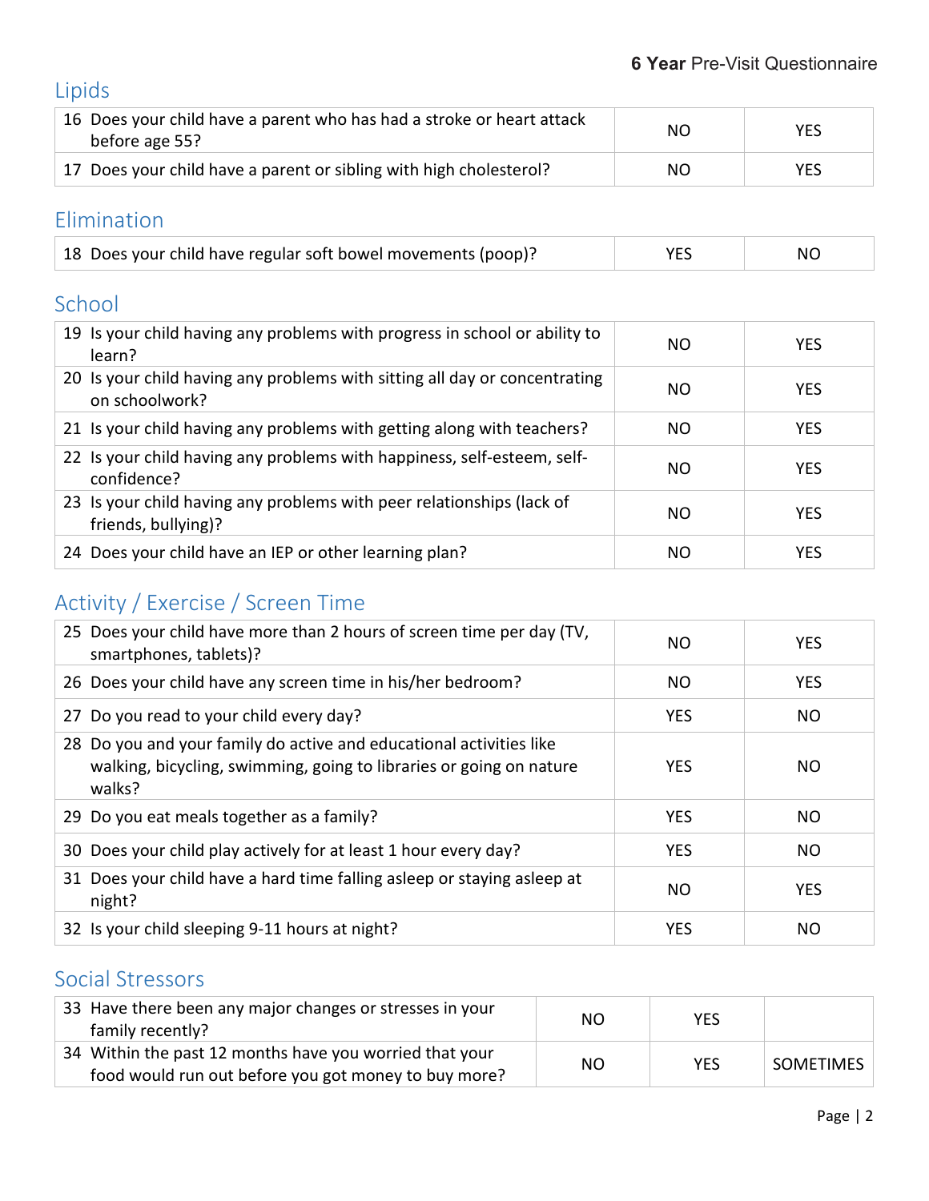## Lipids

| | | |
|---|---|---|
| 16 Does your child have a parent who has had a stroke or heart attack before age 55? | NO | YES |
| 17 Does your child have a parent or sibling with high cholesterol? | NO | YES |

## Elimination

| | | |
|---|---|---|
| 18 Does your child have regular soft bowel movements (poop)? | YES | NO |

## School

| | | |
|---|---|---|
| 19 Is your child having any problems with progress in school or ability to learn? | NO | YES |
| 20 Is your child having any problems with sitting all day or concentrating on schoolwork? | NO | YES |
| 21 Is your child having any problems with getting along with teachers? | NO | YES |
| 22 Is your child having any problems with happiness, self-esteem, self-confidence? | NO | YES |
| 23 Is your child having any problems with peer relationships (lack of friends, bullying)? | NO | YES |
| 24 Does your child have an IEP or other learning plan? | NO | YES |

## Activity / Exercise / Screen Time

| | | |
|---|---|---|
| 25 Does your child have more than 2 hours of screen time per day (TV, smartphones, tablets)? | NO | YES |
| 26 Does your child have any screen time in his/her bedroom? | NO | YES |
| 27 Do you read to your child every day? | YES | NO |
| 28 Do you and your family do active and educational activities like walking, bicycling, swimming, going to libraries or going on nature walks? | YES | NO |
| 29 Do you eat meals together as a family? | YES | NO |
| 30 Does your child play actively for at least 1 hour every day? | YES | NO |
| 31 Does your child have a hard time falling asleep or staying asleep at night? | NO | YES |
| 32 Is your child sleeping 9-11 hours at night? | YES | NO |

## Social Stressors

| | | | |
|---|---|---|---|
| 33 Have there been any major changes or stresses in your family recently? | NO | YES | |
| 34 Within the past 12 months have you worried that your food would run out before you got money to buy more? | NO | YES | SOMETIMES |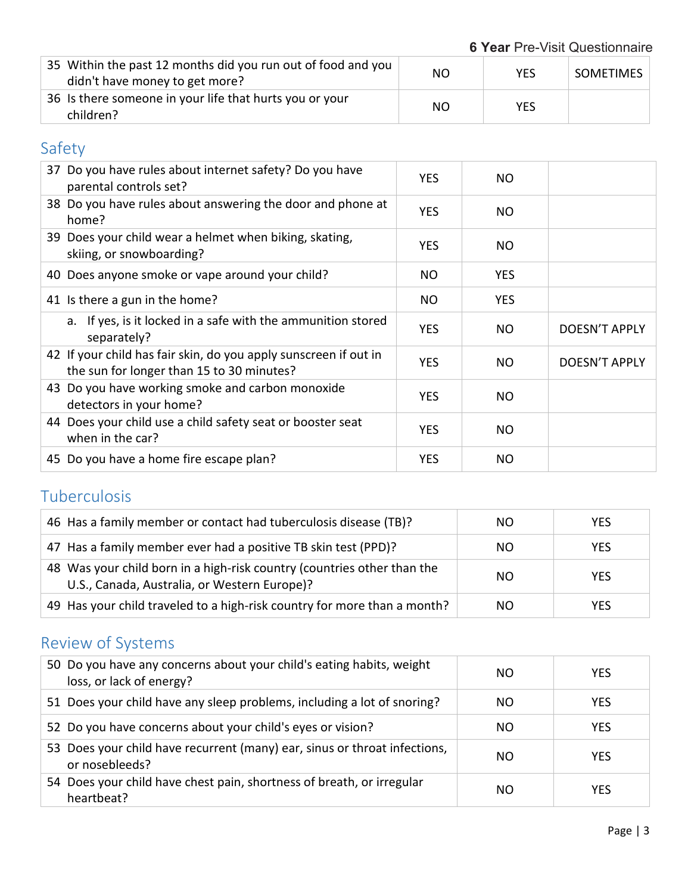| | | | |
|---|---|---|---|
| 35 Within the past 12 months did you run out of food and you didn't have money to get more? | NO | YES | SOMETIMES |
| 36 Is there someone in your life that hurts you or your children? | NO | YES | |

## Safety

| | | | |
|---|---|---|---|
| 37 Do you have rules about internet safety? Do you have parental controls set? | YES | NO | |
| 38 Do you have rules about answering the door and phone at home? | YES | NO | |
| 39 Does your child wear a helmet when biking, skating, skiing, or snowboarding? | YES | NO | |
| 40 Does anyone smoke or vape around your child? | NO | YES | |
| 41 Is there a gun in the home? | NO | YES | |
| a. If yes, is it locked in a safe with the ammunition stored separately? | YES | NO | DOESN'T APPLY |
| 42 If your child has fair skin, do you apply sunscreen if out in the sun for longer than 15 to 30 minutes? | YES | NO | DOESN'T APPLY |
| 43 Do you have working smoke and carbon monoxide detectors in your home? | YES | NO | |
| 44 Does your child use a child safety seat or booster seat when in the car? | YES | NO | |
| 45 Do you have a home fire escape plan? | YES | NO | |

## Tuberculosis

| | | |
|---|---|---|
| 46 Has a family member or contact had tuberculosis disease (TB)? | NO | YES |
| 47 Has a family member ever had a positive TB skin test (PPD)? | NO | YES |
| 48 Was your child born in a high-risk country (countries other than the U.S., Canada, Australia, or Western Europe)? | NO | YES |
| 49 Has your child traveled to a high-risk country for more than a month? | NO | YES |

## Review of Systems

| | | |
|---|---|---|
| 50 Do you have any concerns about your child's eating habits, weight loss, or lack of energy? | NO | YES |
| 51 Does your child have any sleep problems, including a lot of snoring? | NO | YES |
| 52 Do you have concerns about your child's eyes or vision? | NO | YES |
| 53 Does your child have recurrent (many) ear, sinus or throat infections, or nosebleeds? | NO | YES |
| 54 Does your child have chest pain, shortness of breath, or irregular heartbeat? | NO | YES |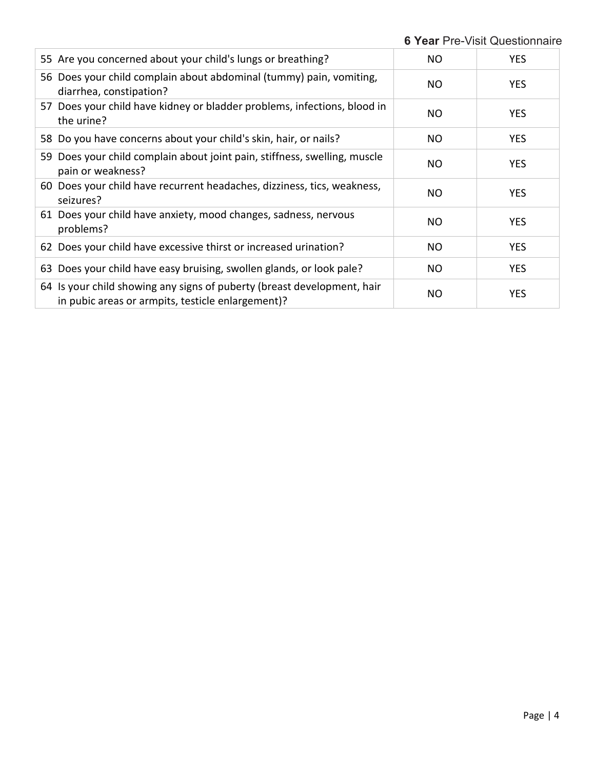| | | |
|---|---|---|
| 55 Are you concerned about your child's lungs or breathing? | NO | YES |
| 56 Does your child complain about abdominal (tummy) pain, vomiting, diarrhea, constipation? | NO | YES |
| 57 Does your child have kidney or bladder problems, infections, blood in the urine? | NO | YES |
| 58 Do you have concerns about your child's skin, hair, or nails? | NO | YES |
| 59 Does your child complain about joint pain, stiffness, swelling, muscle pain or weakness? | NO | YES |
| 60 Does your child have recurrent headaches, dizziness, tics, weakness, seizures? | NO | YES |
| 61 Does your child have anxiety, mood changes, sadness, nervous problems? | NO | YES |
| 62 Does your child have excessive thirst or increased urination? | NO | YES |
| 63 Does your child have easy bruising, swollen glands, or look pale? | NO | YES |
| 64 Is your child showing any signs of puberty (breast development, hair in pubic areas or armpits, testicle enlargement)? | NO | YES |